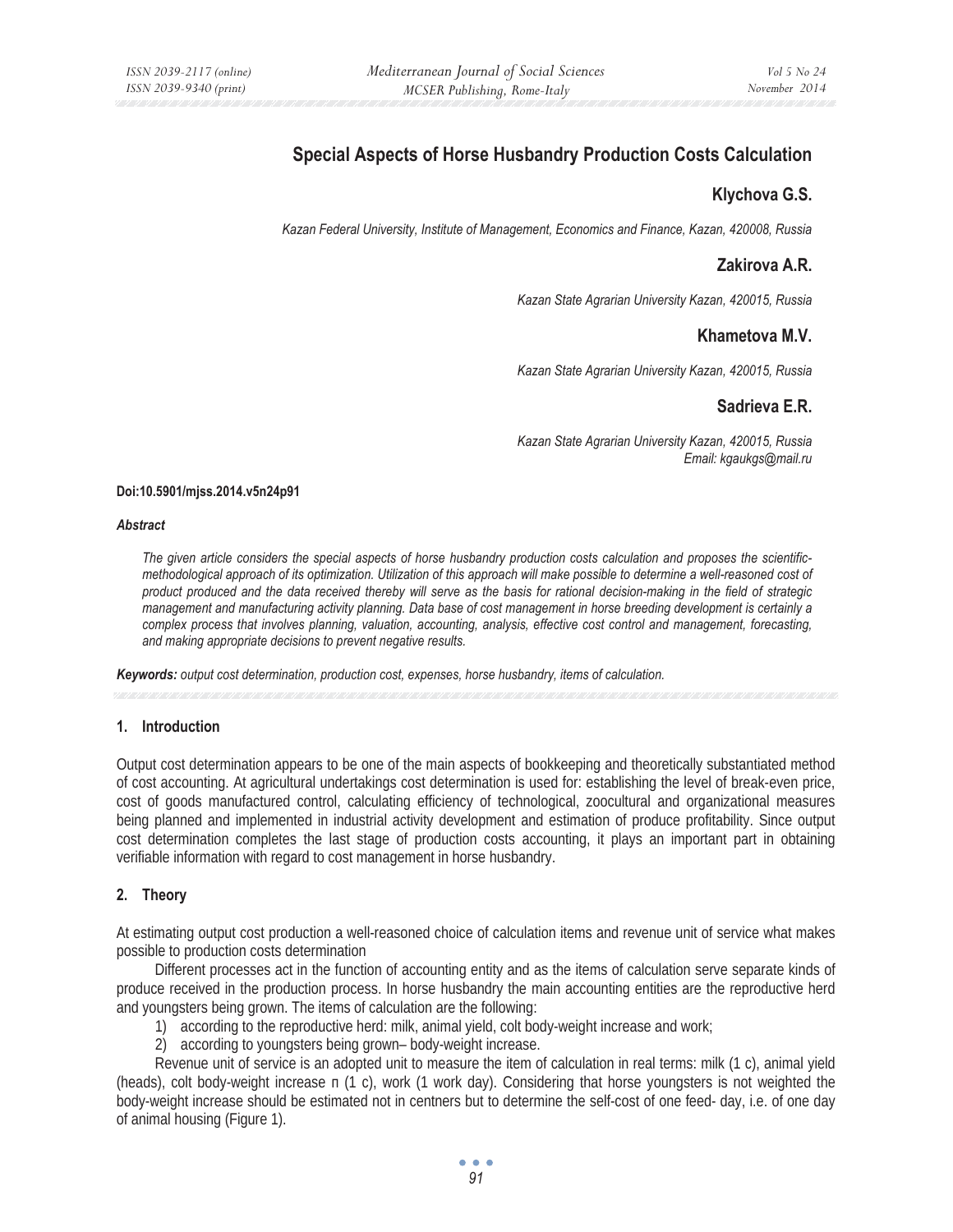# Special Aspects of Horse Husbandry Production Costs Calculation

**Klychova G.S.**

*Kazan Federal University, Institute of Management, Economics and Finance, Kazan, 420008, Russia*

**Zakirova A.R.**

*Kazan State Agrarian University Kazan, 420015, Russia*

**Khametova M.V.**

*Kazan State Agrarian University Kazan, 420015, Russia*

**Sadrieva E.R.**

*Kazan State Agrarian University Kazan, 420015, Russia*
*Email: kgaukgs@mail.ru*

**Doi:10.5901/mjss.2014.v5n24p91**

***Abstract***

*The given article considers the special aspects of horse husbandry production costs calculation and proposes the scientific-methodological approach of its optimization. Utilization of this approach will make possible to determine a well-reasoned cost of product produced and the data received thereby will serve as the basis for rational decision-making in the field of strategic management and manufacturing activity planning. Data base of cost management in horse breeding development is certainly a complex process that involves planning, valuation, accounting, analysis, effective cost control and management, forecasting, and making appropriate decisions to prevent negative results.*

***Keywords:*** *output cost determination, production cost, expenses, horse husbandry, items of calculation.*

## 1. Introduction

Output cost determination appears to be one of the main aspects of bookkeeping and theoretically substantiated method of cost accounting. At agricultural undertakings cost determination is used for: establishing the level of break-even price, cost of goods manufactured control, calculating efficiency of technological, zoocultural and organizational measures being planned and implemented in industrial activity development and estimation of produce profitability. Since output cost determination completes the last stage of production costs accounting, it plays an important part in obtaining verifiable information with regard to cost management in horse husbandry.

## 2. Theory

At estimating output cost production a well-reasoned choice of calculation items and revenue unit of service what makes possible to production costs determination

Different processes act in the function of accounting entity and as the items of calculation serve separate kinds of produce received in the production process. In horse husbandry the main accounting entities are the reproductive herd and youngsters being grown. The items of calculation are the following:

1) according to the reproductive herd: milk, animal yield, colt body-weight increase and work;
2) according to youngsters being grown– body-weight increase.

Revenue unit of service is an adopted unit to measure the item of calculation in real terms: milk (1 c), animal yield (heads), colt body-weight increase п (1 c), work (1 work day). Considering that horse youngsters is not weighted the body-weight increase should be estimated not in centners but to determine the self-cost of one feed- day, i.e. of one day of animal housing (Figure 1).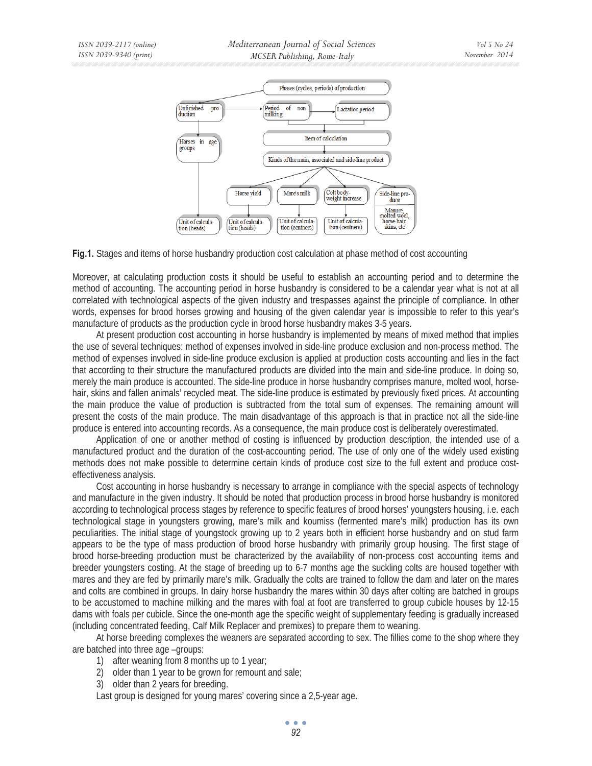Phases (cycles, periods) of production

Unfinished production

Period of non-milking

Lactation period

Item of calculation

Horses in age groups

Kinds of the main, associated and side-line product

Horse yield

Mare's milk

Colt body-weight increase

Side-line produce

Manure, molted wool, horse-hair, skins, etc

Unit of calculation (heads)

Unit of calculation (heads)

Unit of calculation (centners)

Unit of calculation (centners)

**Fig.1.** Stages and items of horse husbandry production cost calculation at phase method of cost accounting

Moreover, at calculating production costs it should be useful to establish an accounting period and to determine the method of accounting. The accounting period in horse husbandry is considered to be a calendar year what is not at all correlated with technological aspects of the given industry and trespasses against the principle of compliance. In other words, expenses for brood horses growing and housing of the given calendar year is impossible to refer to this year's manufacture of products as the production cycle in brood horse husbandry makes 3-5 years.

At present production cost accounting in horse husbandry is implemented by means of mixed method that implies the use of several techniques: method of expenses involved in side-line produce exclusion and non-process method. The method of expenses involved in side-line produce exclusion is applied at production costs accounting and lies in the fact that according to their structure the manufactured products are divided into the main and side-line produce. In doing so, merely the main produce is accounted. The side-line produce in horse husbandry comprises manure, molted wool, horse-hair, skins and fallen animals' recycled meat. The side-line produce is estimated by previously fixed prices. At accounting the main produce the value of production is subtracted from the total sum of expenses. The remaining amount will present the costs of the main produce. The main disadvantage of this approach is that in practice not all the side-line produce is entered into accounting records. As a consequence, the main produce cost is deliberately overestimated.

Application of one or another method of costing is influenced by production description, the intended use of a manufactured product and the duration of the cost-accounting period. The use of only one of the widely used existing methods does not make possible to determine certain kinds of produce cost size to the full extent and produce cost-effectiveness analysis.

Cost accounting in horse husbandry is necessary to arrange in compliance with the special aspects of technology and manufacture in the given industry. It should be noted that production process in brood horse husbandry is monitored according to technological process stages by reference to specific features of brood horses' youngsters housing, i.e. each technological stage in youngsters growing, mare's milk and koumiss (fermented mare's milk) production has its own peculiarities. The initial stage of youngstock growing up to 2 years both in efficient horse husbandry and on stud farm appears to be the type of mass production of brood horse husbandry with primarily group housing. The first stage of brood horse-breeding production must be characterized by the availability of non-process cost accounting items and breeder youngsters costing. At the stage of breeding up to 6-7 months age the suckling colts are housed together with mares and they are fed by primarily mare's milk. Gradually the colts are trained to follow the dam and later on the mares and colts are combined in groups. In dairy horse husbandry the mares within 30 days after colting are batched in groups to be accustomed to machine milking and the mares with foal at foot are transferred to group cubicle houses by 12-15 dams with foals per cubicle. Since the one-month age the specific weight of supplementary feeding is gradually increased (including concentrated feeding, Calf Milk Replacer and premixes) to prepare them to weaning.

At horse breeding complexes the weaners are separated according to sex. The fillies come to the shop where they are batched into three age –groups:

1) after weaning from 8 months up to 1 year;
2) older than 1 year to be grown for remount and sale;
3) older than 2 years for breeding.

Last group is designed for young mares' covering since a 2,5-year age.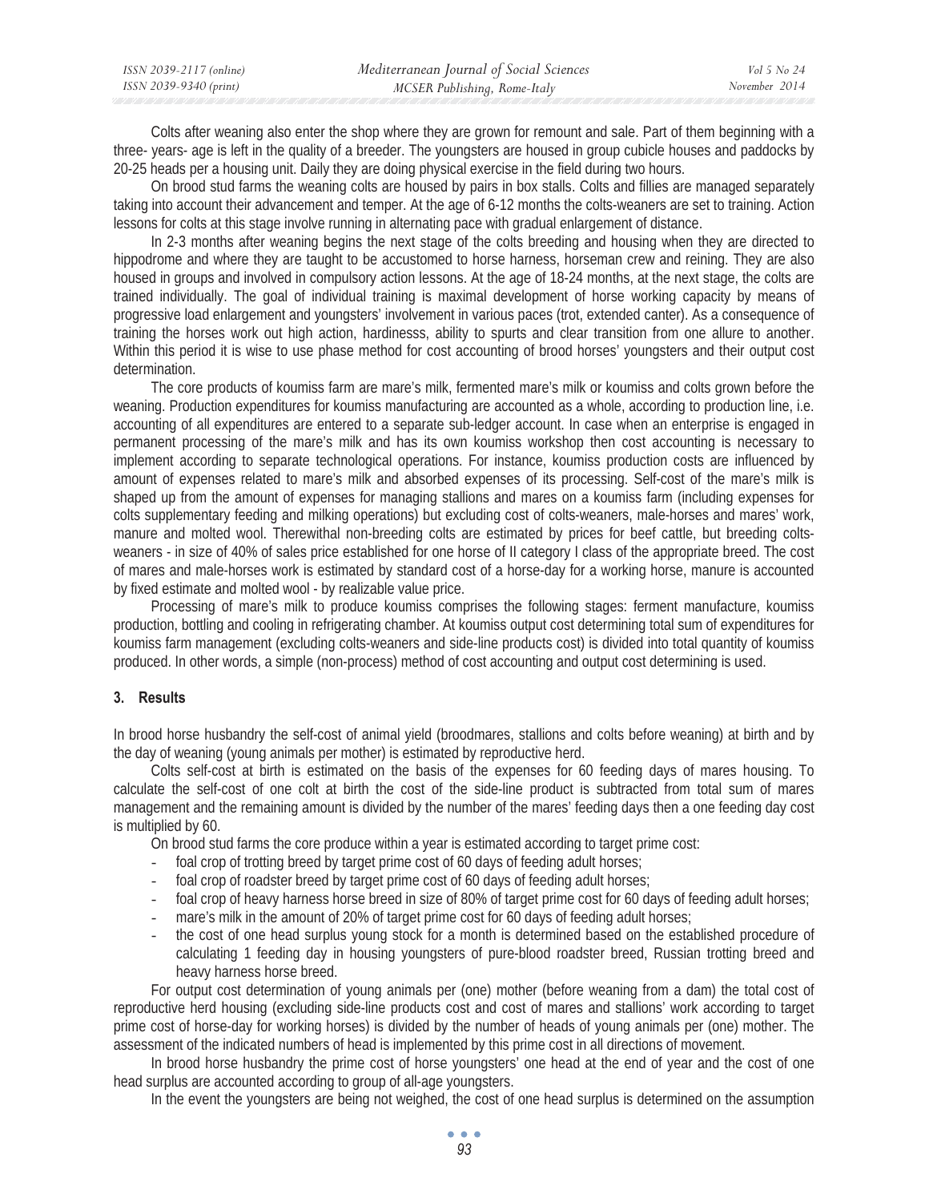Colts after weaning also enter the shop where they are grown for remount and sale. Part of them beginning with a three- years- age is left in the quality of a breeder. The youngsters are housed in group cubicle houses and paddocks by 20-25 heads per a housing unit. Daily they are doing physical exercise in the field during two hours.

On brood stud farms the weaning colts are housed by pairs in box stalls. Colts and fillies are managed separately taking into account their advancement and temper. At the age of 6-12 months the colts-weaners are set to training. Action lessons for colts at this stage involve running in alternating pace with gradual enlargement of distance.

In 2-3 months after weaning begins the next stage of the colts breeding and housing when they are directed to hippodrome and where they are taught to be accustomed to horse harness, horseman crew and reining. They are also housed in groups and involved in compulsory action lessons. At the age of 18-24 months, at the next stage, the colts are trained individually. The goal of individual training is maximal development of horse working capacity by means of progressive load enlargement and youngsters' involvement in various paces (trot, extended canter). As a consequence of training the horses work out high action, hardinesss, ability to spurts and clear transition from one allure to another. Within this period it is wise to use phase method for cost accounting of brood horses' youngsters and their output cost determination.

The core products of koumiss farm are mare's milk, fermented mare's milk or koumiss and colts grown before the weaning. Production expenditures for koumiss manufacturing are accounted as a whole, according to production line, i.e. accounting of all expenditures are entered to a separate sub-ledger account. In case when an enterprise is engaged in permanent processing of the mare's milk and has its own koumiss workshop then cost accounting is necessary to implement according to separate technological operations. For instance, koumiss production costs are influenced by amount of expenses related to mare's milk and absorbed expenses of its processing. Self-cost of the mare's milk is shaped up from the amount of expenses for managing stallions and mares on a koumiss farm (including expenses for colts supplementary feeding and milking operations) but excluding cost of colts-weaners, male-horses and mares' work, manure and molted wool. Therewithal non-breeding colts are estimated by prices for beef cattle, but breeding colts-weaners - in size of 40% of sales price established for one horse of II category I class of the appropriate breed. The cost of mares and male-horses work is estimated by standard cost of a horse-day for a working horse, manure is accounted by fixed estimate and molted wool - by realizable value price.

Processing of mare's milk to produce koumiss comprises the following stages: ferment manufacture, koumiss production, bottling and cooling in refrigerating chamber. At koumiss output cost determining total sum of expenditures for koumiss farm management (excluding colts-weaners and side-line products cost) is divided into total quantity of koumiss produced. In other words, a simple (non-process) method of cost accounting and output cost determining is used.

## 3. Results

In brood horse husbandry the self-cost of animal yield (broodmares, stallions and colts before weaning) at birth and by the day of weaning (young animals per mother) is estimated by reproductive herd.

Colts self-cost at birth is estimated on the basis of the expenses for 60 feeding days of mares housing. To calculate the self-cost of one colt at birth the cost of the side-line product is subtracted from total sum of mares management and the remaining amount is divided by the number of the mares' feeding days then a one feeding day cost is multiplied by 60.

On brood stud farms the core produce within a year is estimated according to target prime cost:

- foal crop of trotting breed by target prime cost of 60 days of feeding adult horses;
- foal crop of roadster breed by target prime cost of 60 days of feeding adult horses;
- foal crop of heavy harness horse breed in size of 80% of target prime cost for 60 days of feeding adult horses;
- mare's milk in the amount of 20% of target prime cost for 60 days of feeding adult horses;
- the cost of one head surplus young stock for a month is determined based on the established procedure of calculating 1 feeding day in housing youngsters of pure-blood roadster breed, Russian trotting breed and heavy harness horse breed.

For output cost determination of young animals per (one) mother (before weaning from a dam) the total cost of reproductive herd housing (excluding side-line products cost and cost of mares and stallions' work according to target prime cost of horse-day for working horses) is divided by the number of heads of young animals per (one) mother. The assessment of the indicated numbers of head is implemented by this prime cost in all directions of movement.

In brood horse husbandry the prime cost of horse youngsters' one head at the end of year and the cost of one head surplus are accounted according to group of all-age youngsters.

In the event the youngsters are being not weighed, the cost of one head surplus is determined on the assumption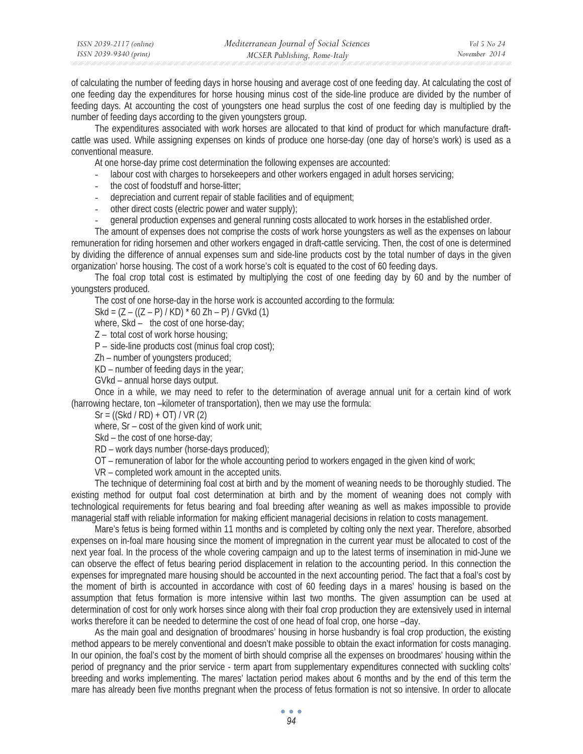of calculating the number of feeding days in horse housing and average cost of one feeding day. At calculating the cost of one feeding day the expenditures for horse housing minus cost of the side-line produce are divided by the number of feeding days. At accounting the cost of youngsters one head surplus the cost of one feeding day is multiplied by the number of feeding days according to the given youngsters group.

The expenditures associated with work horses are allocated to that kind of product for which manufacture draft-cattle was used. While assigning expenses on kinds of produce one horse-day (one day of horse's work) is used as a conventional measure.

At one horse-day prime cost determination the following expenses are accounted:

- labour cost with charges to horsekeepers and other workers engaged in adult horses servicing;
- the cost of foodstuff and horse-litter;
- depreciation and current repair of stable facilities and of equipment;
- other direct costs (electric power and water supply);
- general production expenses and general running costs allocated to work horses in the established order.

The amount of expenses does not comprise the costs of work horse youngsters as well as the expenses on labour remuneration for riding horsemen and other workers engaged in draft-cattle servicing. Then, the cost of one is determined by dividing the difference of annual expenses sum and side-line products cost by the total number of days in the given organization' horse housing. The cost of a work horse's colt is equated to the cost of 60 feeding days.

The foal crop total cost is estimated by multiplying the cost of one feeding day by 60 and by the number of youngsters produced.

The cost of one horse-day in the horse work is accounted according to the formula:

$$Skd = (Z - ((Z - P) / KD) * 60\ Zh - P) / GVkd \quad (1)$$

where, Skd – the cost of one horse-day;

Z – total cost of work horse housing;

P – side-line products cost (minus foal crop cost);

Zh – number of youngsters produced;

KD – number of feeding days in the year;

GVkd – annual horse days output.

Once in a while, we may need to refer to the determination of average annual unit for a certain kind of work (harrowing hectare, ton –kilometer of transportation), then we may use the formula:

$$Sr = ((Skd / RD) + OT) / VR \quad (2)$$

where, Sr – cost of the given kind of work unit;

Skd – the cost of one horse-day;

RD – work days number (horse-days produced);

OT – remuneration of labor for the whole accounting period to workers engaged in the given kind of work;

VR – completed work amount in the accepted units.

The technique of determining foal cost at birth and by the moment of weaning needs to be thoroughly studied. The existing method for output foal cost determination at birth and by the moment of weaning does not comply with technological requirements for fetus bearing and foal breeding after weaning as well as makes impossible to provide managerial staff with reliable information for making efficient managerial decisions in relation to costs management.

Mare's fetus is being formed within 11 months and is completed by colting only the next year. Therefore, absorbed expenses on in-foal mare housing since the moment of impregnation in the current year must be allocated to cost of the next year foal. In the process of the whole covering campaign and up to the latest terms of insemination in mid-June we can observe the effect of fetus bearing period displacement in relation to the accounting period. In this connection the expenses for impregnated mare housing should be accounted in the next accounting period. The fact that a foal's cost by the moment of birth is accounted in accordance with cost of 60 feeding days in a mares' housing is based on the assumption that fetus formation is more intensive within last two months. The given assumption can be used at determination of cost for only work horses since along with their foal crop production they are extensively used in internal works therefore it can be needed to determine the cost of one head of foal crop, one horse –day.

As the main goal and designation of broodmares' housing in horse husbandry is foal crop production, the existing method appears to be merely conventional and doesn't make possible to obtain the exact information for costs managing. In our opinion, the foal's cost by the moment of birth should comprise all the expenses on broodmares' housing within the period of pregnancy and the prior service - term apart from supplementary expenditures connected with suckling colts' breeding and works implementing. The mares' lactation period makes about 6 months and by the end of this term the mare has already been five months pregnant when the process of fetus formation is not so intensive. In order to allocate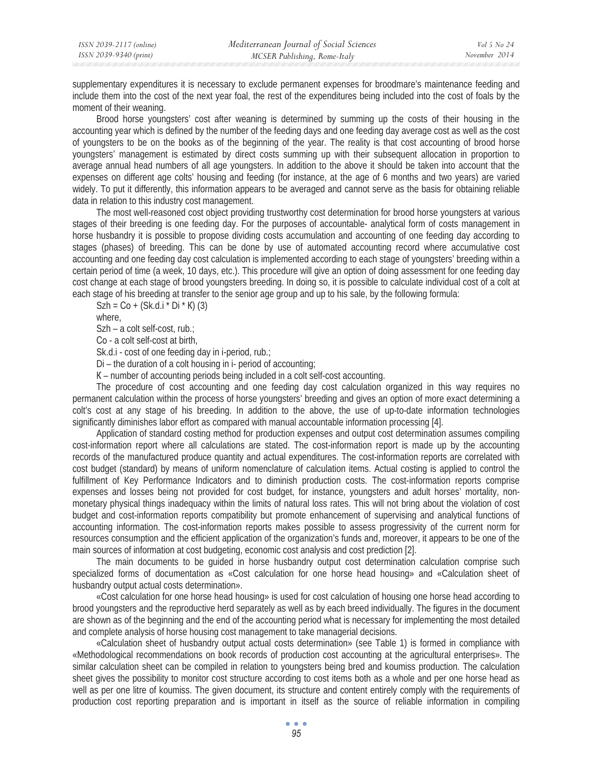supplementary expenditures it is necessary to exclude permanent expenses for broodmare's maintenance feeding and include them into the cost of the next year foal, the rest of the expenditures being included into the cost of foals by the moment of their weaning.

Brood horse youngsters' cost after weaning is determined by summing up the costs of their housing in the accounting year which is defined by the number of the feeding days and one feeding day average cost as well as the cost of youngsters to be on the books as of the beginning of the year. The reality is that cost accounting of brood horse youngsters' management is estimated by direct costs summing up with their subsequent allocation in proportion to average annual head numbers of all age youngsters. In addition to the above it should be taken into account that the expenses on different age colts' housing and feeding (for instance, at the age of 6 months and two years) are varied widely. To put it differently, this information appears to be averaged and cannot serve as the basis for obtaining reliable data in relation to this industry cost management.

The most well-reasoned cost object providing trustworthy cost determination for brood horse youngsters at various stages of their breeding is one feeding day. For the purposes of accountable- analytical form of costs management in horse husbandry it is possible to propose dividing costs accumulation and accounting of one feeding day according to stages (phases) of breeding. This can be done by use of automated accounting record where accumulative cost accounting and one feeding day cost calculation is implemented according to each stage of youngsters' breeding within a certain period of time (a week, 10 days, etc.). This procedure will give an option of doing assessment for one feeding day cost change at each stage of brood youngsters breeding. In doing so, it is possible to calculate individual cost of a colt at each stage of his breeding at transfer to the senior age group and up to his sale, by the following formula:

$$Szh = Co + (Sk.d.i * Di * K) \quad (3)$$

where,

Szh – a colt self-cost, rub.;

Co - a colt self-cost at birth,

Sk.d.i - cost of one feeding day in i-period, rub.;

Di – the duration of a colt housing in i- period of accounting;

K – number of accounting periods being included in a colt self-cost accounting.

The procedure of cost accounting and one feeding day cost calculation organized in this way requires no permanent calculation within the process of horse youngsters' breeding and gives an option of more exact determining a colt's cost at any stage of his breeding. In addition to the above, the use of up-to-date information technologies significantly diminishes labor effort as compared with manual accountable information processing [4].

Application of standard costing method for production expenses and output cost determination assumes compiling cost-information report where all calculations are stated. The cost-information report is made up by the accounting records of the manufactured produce quantity and actual expenditures. The cost-information reports are correlated with cost budget (standard) by means of uniform nomenclature of calculation items. Actual costing is applied to control the fulfillment of Key Performance Indicators and to diminish production costs. The cost-information reports comprise expenses and losses being not provided for cost budget, for instance, youngsters and adult horses' mortality, non-monetary physical things inadequacy within the limits of natural loss rates. This will not bring about the violation of cost budget and cost-information reports compatibility but promote enhancement of supervising and analytical functions of accounting information. The cost-information reports makes possible to assess progressivity of the current norm for resources consumption and the efficient application of the organization's funds and, moreover, it appears to be one of the main sources of information at cost budgeting, economic cost analysis and cost prediction [2].

The main documents to be guided in horse husbandry output cost determination calculation comprise such specialized forms of documentation as «Cost calculation for one horse head housing» and «Calculation sheet of husbandry output actual costs determination».

«Cost calculation for one horse head housing» is used for cost calculation of housing one horse head according to brood youngsters and the reproductive herd separately as well as by each breed individually. The figures in the document are shown as of the beginning and the end of the accounting period what is necessary for implementing the most detailed and complete analysis of horse housing cost management to take managerial decisions.

«Calculation sheet of husbandry output actual costs determination» (see Table 1) is formed in compliance with «Methodological recommendations on book records of production cost accounting at the agricultural enterprises». The similar calculation sheet can be compiled in relation to youngsters being bred and koumiss production. The calculation sheet gives the possibility to monitor cost structure according to cost items both as a whole and per one horse head as well as per one litre of koumiss. The given document, its structure and content entirely comply with the requirements of production cost reporting preparation and is important in itself as the source of reliable information in compiling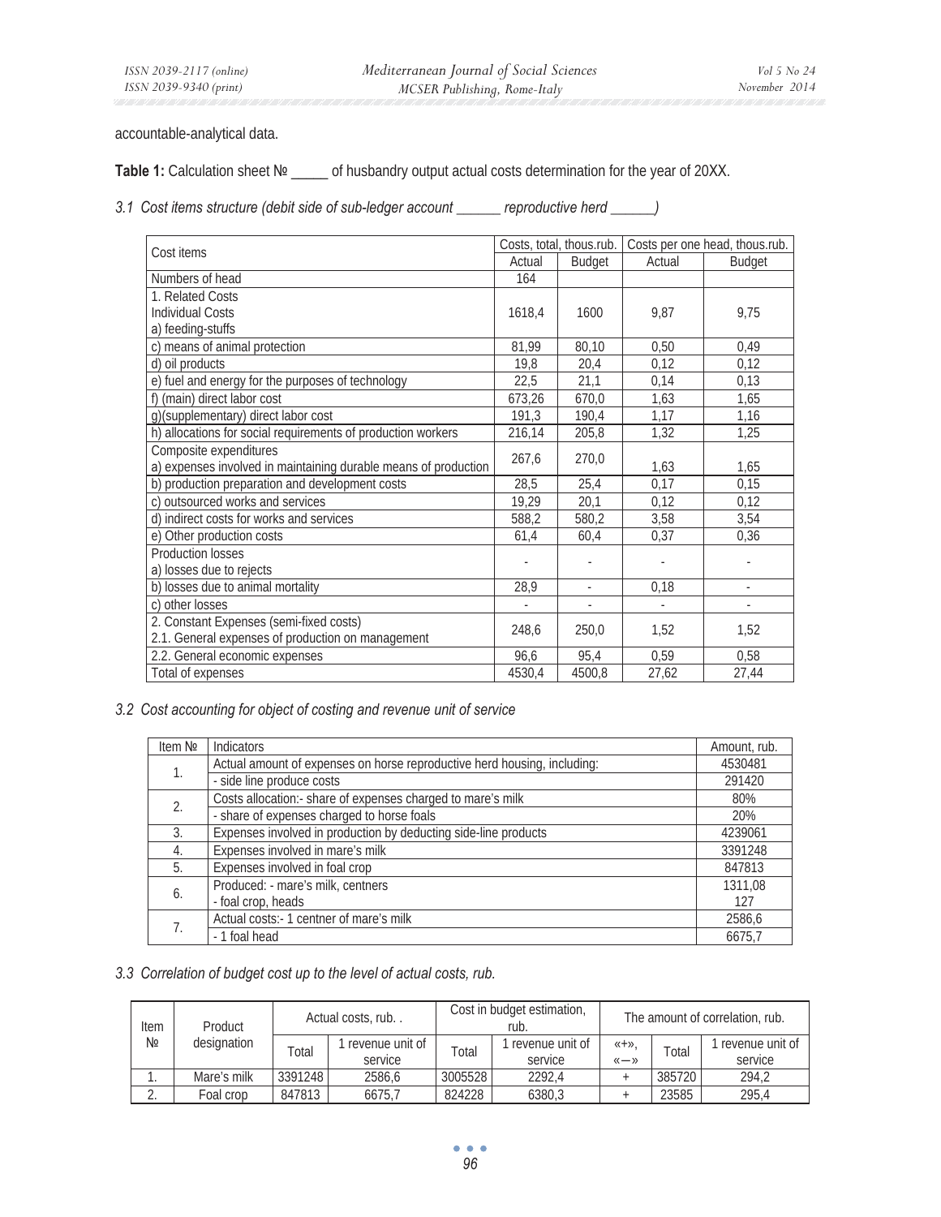accountable-analytical data.

**Table 1:** Calculation sheet № _____ of husbandry output actual costs determination for the year of 20XX.

*3.1 Cost items structure (debit side of sub-ledger account ______ reproductive herd ______)*

| Cost items | Costs, total, thous.rub. | | Costs per one head, thous.rub. | |
|---|---|---|---|---|
| | Actual | Budget | Actual | Budget |
| Numbers of head | 164 | | | |
| 1. Related Costs<br>Individual Costs<br>a) feeding-stuffs | 1618,4 | 1600 | 9,87 | 9,75 |
| c) means of animal protection | 81,99 | 80,10 | 0,50 | 0,49 |
| d) oil products | 19,8 | 20,4 | 0,12 | 0,12 |
| e) fuel and energy for the purposes of technology | 22,5 | 21,1 | 0,14 | 0,13 |
| f) (main) direct labor cost | 673,26 | 670,0 | 1,63 | 1,65 |
| g)(supplementary) direct labor cost | 191,3 | 190,4 | 1,17 | 1,16 |
| h) allocations for social requirements of production workers | 216,14 | 205,8 | 1,32 | 1,25 |
| Composite expenditures<br>a) expenses involved in maintaining durable means of production | 267,6 | 270,0 | 1,63 | 1,65 |
| b) production preparation and development costs | 28,5 | 25,4 | 0,17 | 0,15 |
| c) outsourced works and services | 19,29 | 20,1 | 0,12 | 0,12 |
| d) indirect costs for works and services | 588,2 | 580,2 | 3,58 | 3,54 |
| e) Other production costs | 61,4 | 60,4 | 0,37 | 0,36 |
| Production losses<br>a) losses due to rejects | - | - | - | - |
| b) losses due to animal mortality | 28,9 | - | 0,18 | - |
| c) other losses | - | - | - | - |
| 2. Constant Expenses (semi-fixed costs)<br>2.1. General expenses of production on management | 248,6 | 250,0 | 1,52 | 1,52 |
| 2.2. General economic expenses | 96,6 | 95,4 | 0,59 | 0,58 |
| Total of expenses | 4530,4 | 4500,8 | 27,62 | 27,44 |

*3.2 Cost accounting for object of costing and revenue unit of service*

| Item № | Indicators | Amount, rub. |
|---|---|---|
| 1. | Actual amount of expenses on horse reproductive herd housing, including: | 4530481 |
| | - side line produce costs | 291420 |
| 2. | Costs allocation:- share of expenses charged to mare's milk | 80% |
| | - share of expenses charged to horse foals | 20% |
| 3. | Expenses involved in production by deducting side-line products | 4239061 |
| 4. | Expenses involved in mare's milk | 3391248 |
| 5. | Expenses involved in foal crop | 847813 |
| 6. | Produced: - mare's milk, centners | 1311,08 |
| | - foal crop, heads | 127 |
| 7. | Actual costs:- 1 centner of mare's milk | 2586,6 |
| | - 1 foal head | 6675,7 |

*3.3 Correlation of budget cost up to the level of actual costs, rub.*

| Item № | Product designation | Actual costs, rub. . | | Cost in budget estimation, rub. | | The amount of correlation, rub. | | |
|---|---|---|---|---|---|---|---|---|
| | | Total | 1 revenue unit of service | Total | 1 revenue unit of service | «+», «—» | Total | 1 revenue unit of service |
| 1. | Mare's milk | 3391248 | 2586,6 | 3005528 | 2292,4 | + | 385720 | 294,2 |
| 2. | Foal crop | 847813 | 6675,7 | 824228 | 6380,3 | + | 23585 | 295,4 |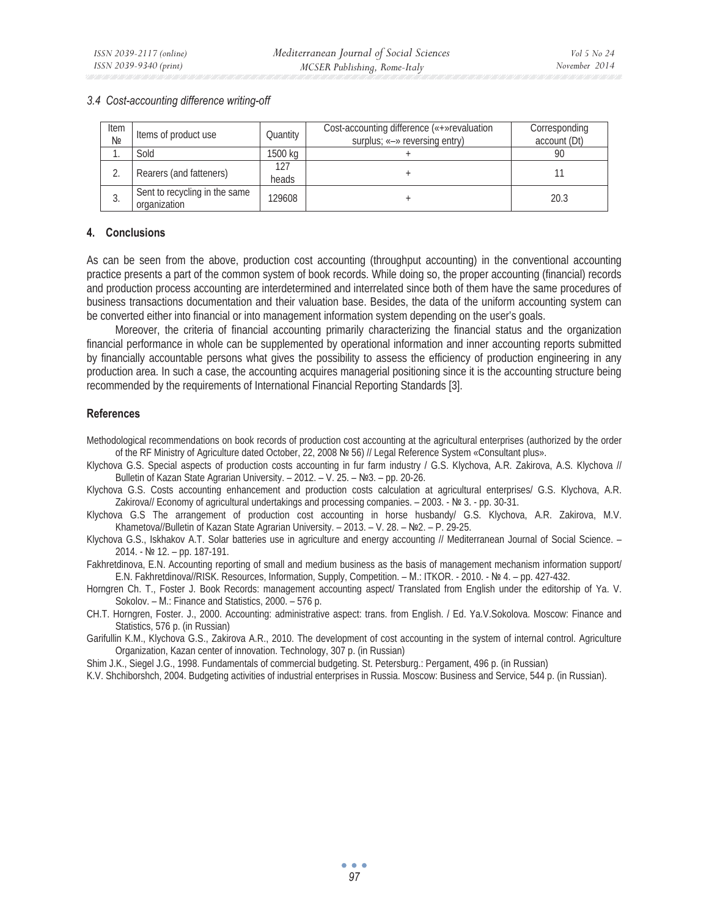### 3.4 Cost-accounting difference writing-off

| Item № | Items of product use | Quantity | Cost-accounting difference («+»revaluation surplus; «–» reversing entry) | Corresponding account (Dt) |
|---|---|---|---|---|
| 1. | Sold | 1500 kg | + | 90 |
| 2. | Rearers (and fatteners) | 127 heads | + | 11 |
| 3. | Sent to recycling in the same organization | 129608 | + | 20.3 |

## 4. Conclusions

As can be seen from the above, production cost accounting (throughput accounting) in the conventional accounting practice presents a part of the common system of book records. While doing so, the proper accounting (financial) records and production process accounting are interdetermined and interrelated since both of them have the same procedures of business transactions documentation and their valuation base. Besides, the data of the uniform accounting system can be converted either into financial or into management information system depending on the user's goals.

Moreover, the criteria of financial accounting primarily characterizing the financial status and the organization financial performance in whole can be supplemented by operational information and inner accounting reports submitted by financially accountable persons what gives the possibility to assess the efficiency of production engineering in any production area. In such a case, the accounting acquires managerial positioning since it is the accounting structure being recommended by the requirements of International Financial Reporting Standards [3].

## References

Methodological recommendations on book records of production cost accounting at the agricultural enterprises (authorized by the order of the RF Ministry of Agriculture dated October, 22, 2008 № 56) // Legal Reference System «Consultant plus».

Klychova G.S. Special aspects of production costs accounting in fur farm industry / G.S. Klychova, A.R. Zakirova, A.S. Klychova // Bulletin of Kazan State Agrarian University. – 2012. – V. 25. – №3. – pp. 20-26.

Klychova G.S. Costs accounting enhancement and production costs calculation at agricultural enterprises/ G.S. Klychova, A.R. Zakirova// Economy of agricultural undertakings and processing companies. – 2003. - № 3. - pp. 30-31.

Klychova G.S The arrangement of production cost accounting in horse husbandy/ G.S. Klychova, A.R. Zakirova, M.V. Khametova//Bulletin of Kazan State Agrarian University. – 2013. – V. 28. – №2. – P. 29-25.

Klychova G.S., Iskhakov A.T. Solar batteries use in agriculture and energy accounting // Mediterranean Journal of Social Science. – 2014. - № 12. – pp. 187-191.

Fakhretdinova, E.N. Accounting reporting of small and medium business as the basis of management mechanism information support/ E.N. Fakhretdinova//RISK. Resources, Information, Supply, Competition. – M.: ITKOR. - 2010. - № 4. – pp. 427-432.

Horngren Ch. T., Foster J. Book Records: management accounting aspect/ Translated from English under the editorship of Ya. V. Sokolov. – M.: Finance and Statistics, 2000. – 576 p.

CH.T. Horngren, Foster. J., 2000. Accounting: administrative aspect: trans. from English. / Ed. Ya.V.Sokolova. Moscow: Finance and Statistics, 576 p. (in Russian)

Garifullin K.M., Klychova G.S., Zakirova A.R., 2010. The development of cost accounting in the system of internal control. Agriculture Organization, Kazan center of innovation. Technology, 307 p. (in Russian)

Shim J.K., Siegel J.G., 1998. Fundamentals of commercial budgeting. St. Petersburg.: Pergament, 496 p. (in Russian)

K.V. Shchiborshch, 2004. Budgeting activities of industrial enterprises in Russia. Moscow: Business and Service, 544 p. (in Russian).